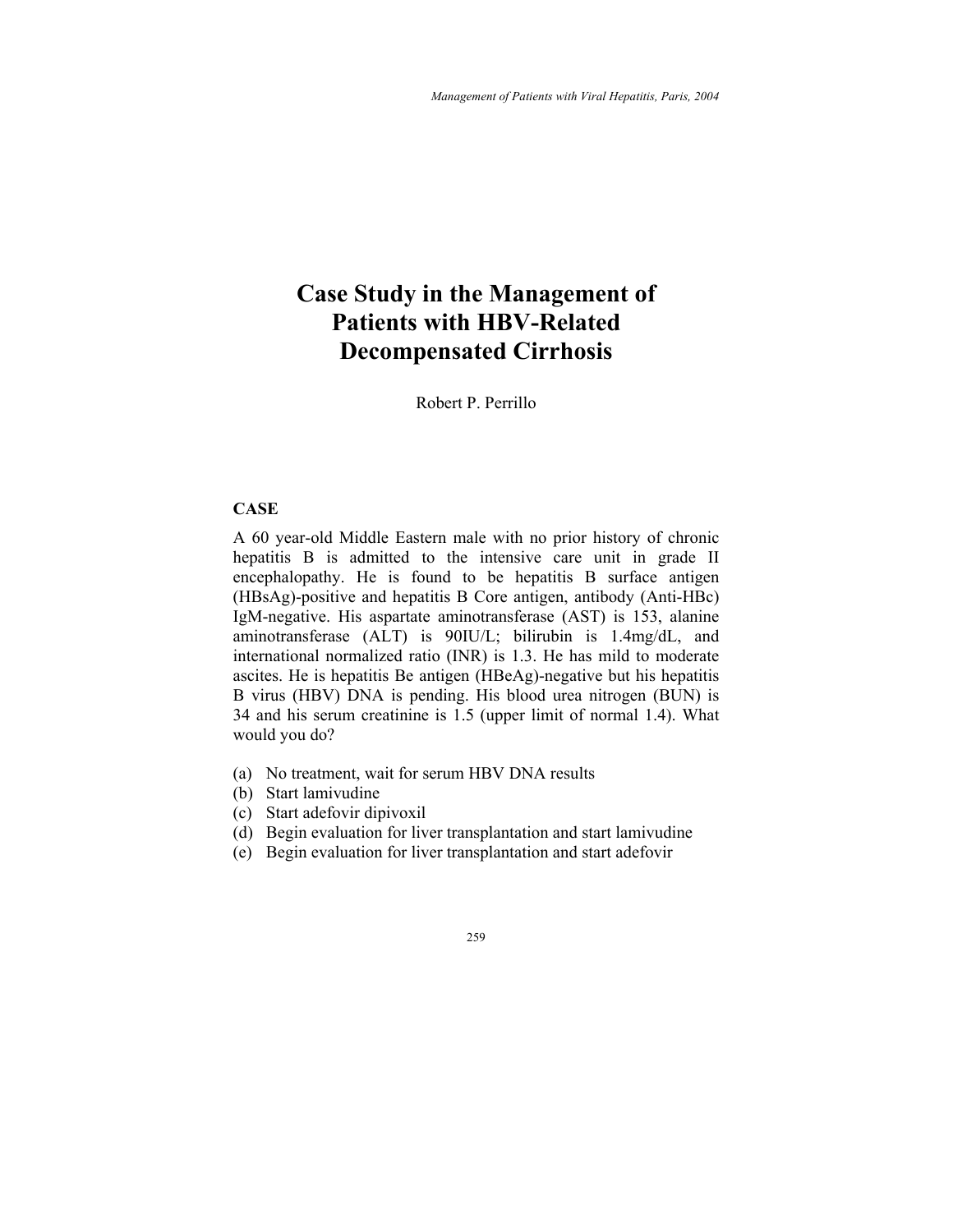# Case Study in the Management of Patients with HBV-Related Decompensated Cirrhosis

Robert P. Perrillo

## CASE

A 60 year-old Middle Eastern male with no prior history of chronic hepatitis B is admitted to the intensive care unit in grade II encephalopathy. He is found to be hepatitis B surface antigen (HBsAg)-positive and hepatitis B Core antigen, antibody (Anti-HBc) IgM-negative. His aspartate aminotransferase (AST) is 153, alanine aminotransferase (ALT) is 90IU/L; bilirubin is 1.4mg/dL, and international normalized ratio (INR) is 1.3. He has mild to moderate ascites. He is hepatitis Be antigen (HBeAg)-negative but his hepatitis B virus (HBV) DNA is pending. His blood urea nitrogen (BUN) is 34 and his serum creatinine is 1.5 (upper limit of normal 1.4). What would you do?

(a) No treatment, wait for serum HBV DNA results
(b) Start lamivudine
(c) Start adefovir dipivoxil
(d) Begin evaluation for liver transplantation and start lamivudine
(e) Begin evaluation for liver transplantation and start adefovir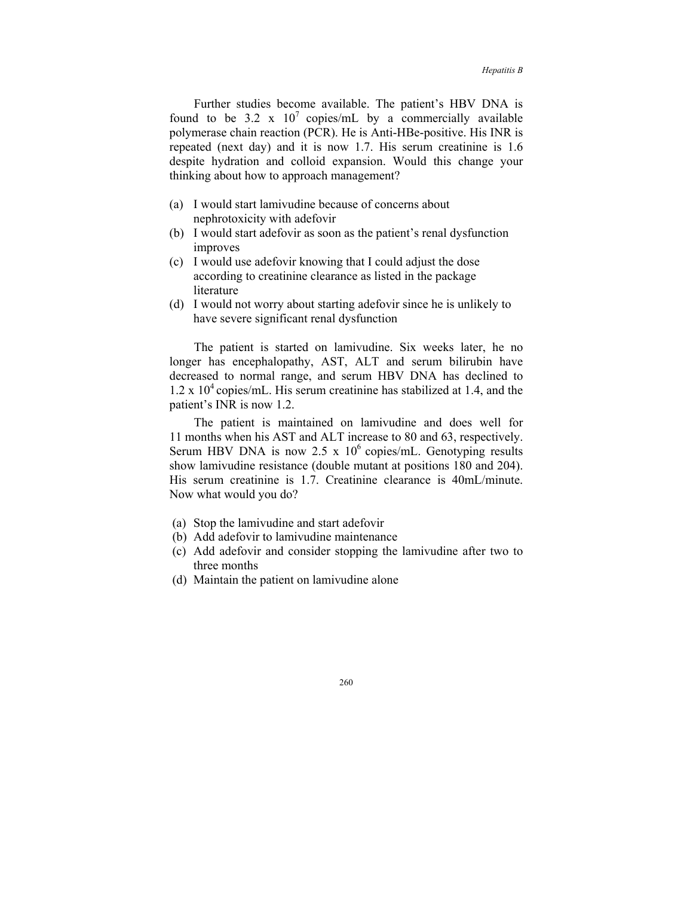Further studies become available. The patient's HBV DNA is found to be $3.2 \times 10^7$ copies/mL by a commercially available polymerase chain reaction (PCR). He is Anti-HBe-positive. His INR is repeated (next day) and it is now 1.7. His serum creatinine is 1.6 despite hydration and colloid expansion. Would this change your thinking about how to approach management?

(a) I would start lamivudine because of concerns about nephrotoxicity with adefovir
(b) I would start adefovir as soon as the patient's renal dysfunction improves
(c) I would use adefovir knowing that I could adjust the dose according to creatinine clearance as listed in the package literature
(d) I would not worry about starting adefovir since he is unlikely to have severe significant renal dysfunction

The patient is started on lamivudine. Six weeks later, he no longer has encephalopathy, AST, ALT and serum bilirubin have decreased to normal range, and serum HBV DNA has declined to $1.2 \times 10^4$ copies/mL. His serum creatinine has stabilized at 1.4, and the patient's INR is now 1.2.

The patient is maintained on lamivudine and does well for 11 months when his AST and ALT increase to 80 and 63, respectively. Serum HBV DNA is now $2.5 \times 10^6$ copies/mL. Genotyping results show lamivudine resistance (double mutant at positions 180 and 204). His serum creatinine is 1.7. Creatinine clearance is 40mL/minute. Now what would you do?

(a) Stop the lamivudine and start adefovir
(b) Add adefovir to lamivudine maintenance
(c) Add adefovir and consider stopping the lamivudine after two to three months
(d) Maintain the patient on lamivudine alone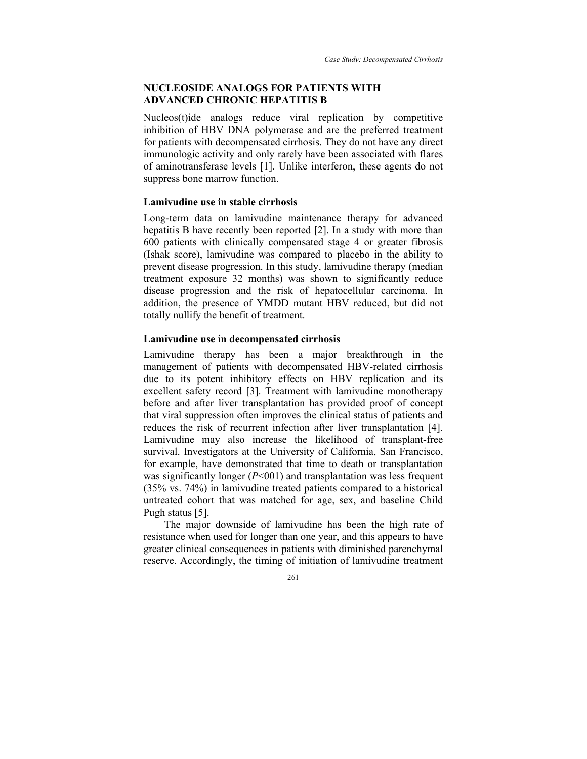## NUCLEOSIDE ANALOGS FOR PATIENTS WITH ADVANCED CHRONIC HEPATITIS B

Nucleos(t)ide analogs reduce viral replication by competitive inhibition of HBV DNA polymerase and are the preferred treatment for patients with decompensated cirrhosis. They do not have any direct immunologic activity and only rarely have been associated with flares of aminotransferase levels [1]. Unlike interferon, these agents do not suppress bone marrow function.

### Lamivudine use in stable cirrhosis

Long-term data on lamivudine maintenance therapy for advanced hepatitis B have recently been reported [2]. In a study with more than 600 patients with clinically compensated stage 4 or greater fibrosis (Ishak score), lamivudine was compared to placebo in the ability to prevent disease progression. In this study, lamivudine therapy (median treatment exposure 32 months) was shown to significantly reduce disease progression and the risk of hepatocellular carcinoma. In addition, the presence of YMDD mutant HBV reduced, but did not totally nullify the benefit of treatment.

### Lamivudine use in decompensated cirrhosis

Lamivudine therapy has been a major breakthrough in the management of patients with decompensated HBV-related cirrhosis due to its potent inhibitory effects on HBV replication and its excellent safety record [3]. Treatment with lamivudine monotherapy before and after liver transplantation has provided proof of concept that viral suppression often improves the clinical status of patients and reduces the risk of recurrent infection after liver transplantation [4]. Lamivudine may also increase the likelihood of transplant-free survival. Investigators at the University of California, San Francisco, for example, have demonstrated that time to death or transplantation was significantly longer (*P*<001) and transplantation was less frequent (35% vs. 74%) in lamivudine treated patients compared to a historical untreated cohort that was matched for age, sex, and baseline Child Pugh status [5].

The major downside of lamivudine has been the high rate of resistance when used for longer than one year, and this appears to have greater clinical consequences in patients with diminished parenchymal reserve. Accordingly, the timing of initiation of lamivudine treatment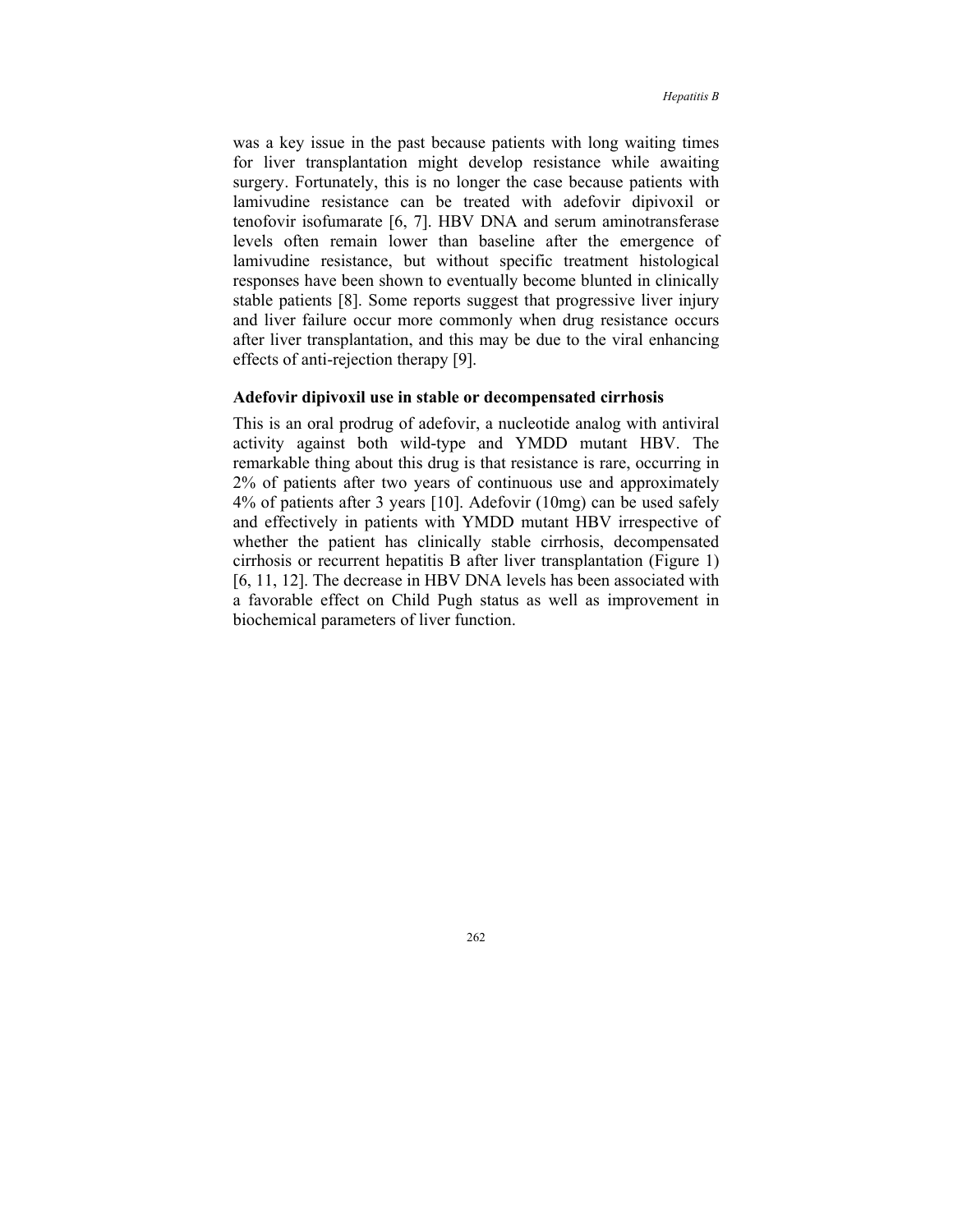was a key issue in the past because patients with long waiting times for liver transplantation might develop resistance while awaiting surgery. Fortunately, this is no longer the case because patients with lamivudine resistance can be treated with adefovir dipivoxil or tenofovir isofumarate [6, 7]. HBV DNA and serum aminotransferase levels often remain lower than baseline after the emergence of lamivudine resistance, but without specific treatment histological responses have been shown to eventually become blunted in clinically stable patients [8]. Some reports suggest that progressive liver injury and liver failure occur more commonly when drug resistance occurs after liver transplantation, and this may be due to the viral enhancing effects of anti-rejection therapy [9].

### Adefovir dipivoxil use in stable or decompensated cirrhosis

This is an oral prodrug of adefovir, a nucleotide analog with antiviral activity against both wild-type and YMDD mutant HBV. The remarkable thing about this drug is that resistance is rare, occurring in 2% of patients after two years of continuous use and approximately 4% of patients after 3 years [10]. Adefovir (10mg) can be used safely and effectively in patients with YMDD mutant HBV irrespective of whether the patient has clinically stable cirrhosis, decompensated cirrhosis or recurrent hepatitis B after liver transplantation (Figure 1) [6, 11, 12]. The decrease in HBV DNA levels has been associated with a favorable effect on Child Pugh status as well as improvement in biochemical parameters of liver function.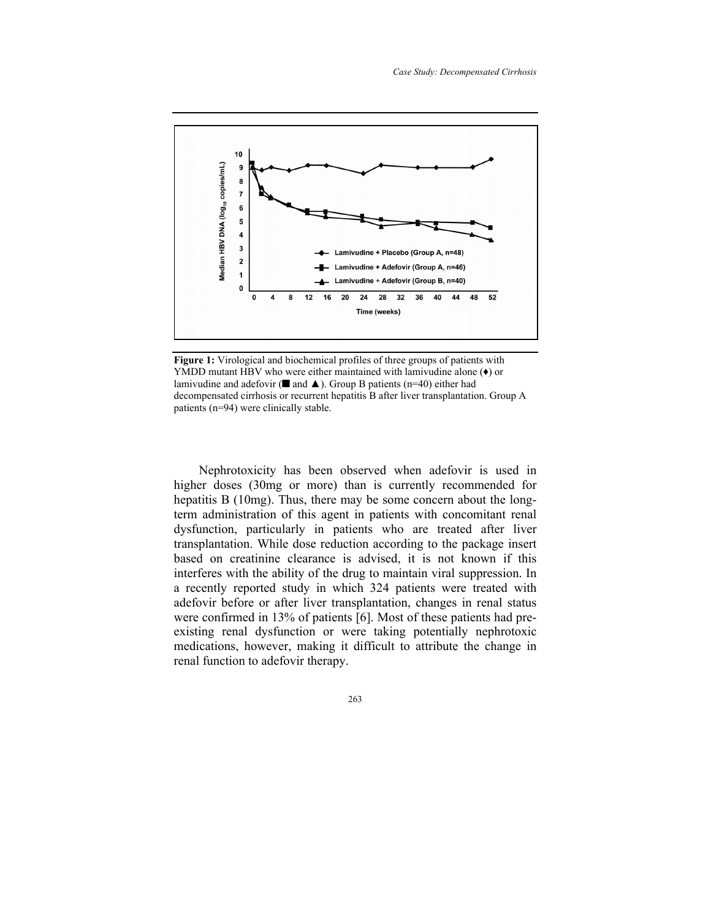**Figure 1:** Virological and biochemical profiles of three groups of patients with YMDD mutant HBV who were either maintained with lamivudine alone (♦) or lamivudine and adefovir (■ and ▲). Group B patients (n=40) either had decompensated cirrhosis or recurrent hepatitis B after liver transplantation. Group A patients (n=94) were clinically stable.

Nephrotoxicity has been observed when adefovir is used in higher doses (30mg or more) than is currently recommended for hepatitis B (10mg). Thus, there may be some concern about the long-term administration of this agent in patients with concomitant renal dysfunction, particularly in patients who are treated after liver transplantation. While dose reduction according to the package insert based on creatinine clearance is advised, it is not known if this interferes with the ability of the drug to maintain viral suppression. In a recently reported study in which 324 patients were treated with adefovir before or after liver transplantation, changes in renal status were confirmed in 13% of patients [6]. Most of these patients had pre-existing renal dysfunction or were taking potentially nephrotoxic medications, however, making it difficult to attribute the change in renal function to adefovir therapy.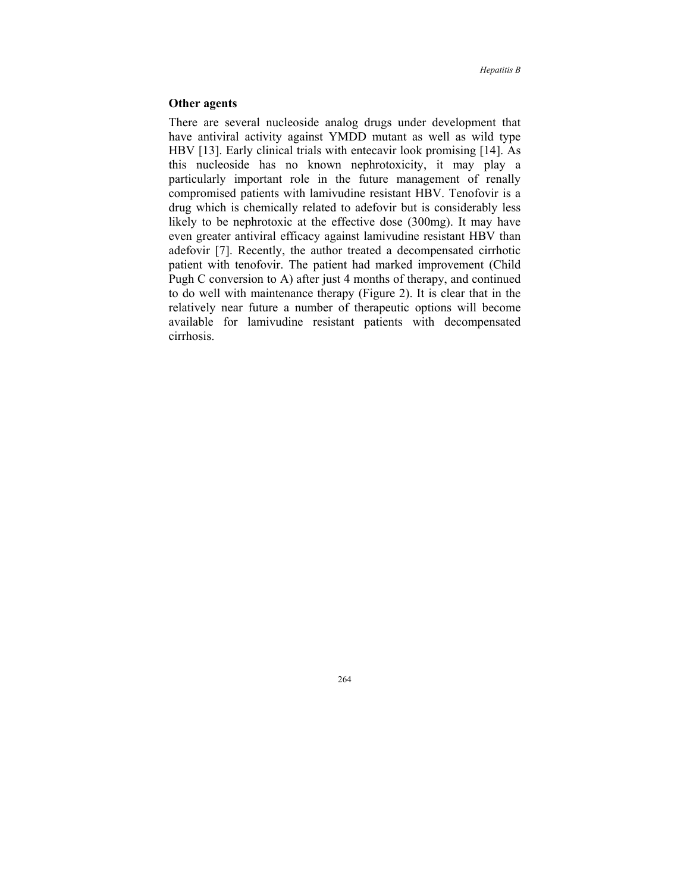### Other agents

There are several nucleoside analog drugs under development that have antiviral activity against YMDD mutant as well as wild type HBV [13]. Early clinical trials with entecavir look promising [14]. As this nucleoside has no known nephrotoxicity, it may play a particularly important role in the future management of renally compromised patients with lamivudine resistant HBV. Tenofovir is a drug which is chemically related to adefovir but is considerably less likely to be nephrotoxic at the effective dose (300mg). It may have even greater antiviral efficacy against lamivudine resistant HBV than adefovir [7]. Recently, the author treated a decompensated cirrhotic patient with tenofovir. The patient had marked improvement (Child Pugh C conversion to A) after just 4 months of therapy, and continued to do well with maintenance therapy (Figure 2). It is clear that in the relatively near future a number of therapeutic options will become available for lamivudine resistant patients with decompensated cirrhosis.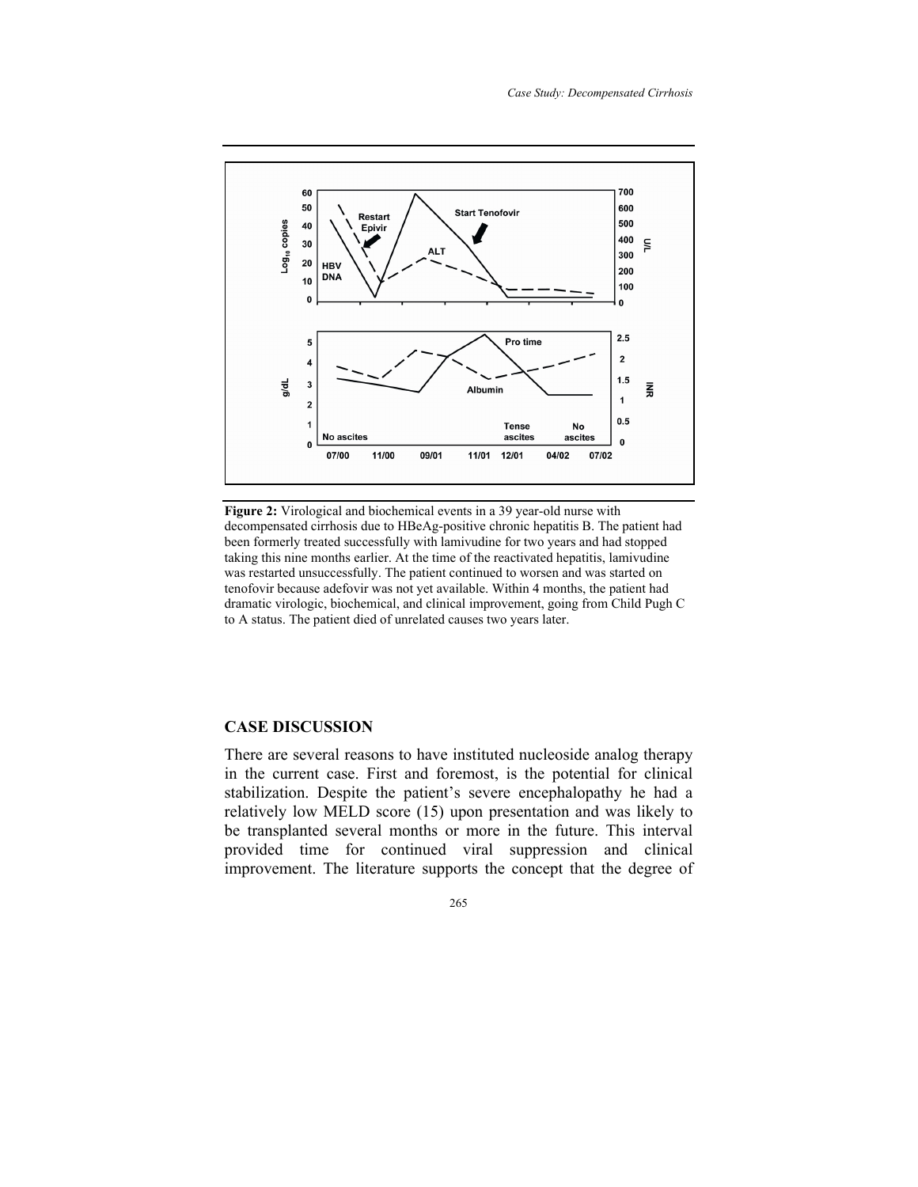**Figure 2:** Virological and biochemical events in a 39 year-old nurse with decompensated cirrhosis due to HBeAg-positive chronic hepatitis B. The patient had been formerly treated successfully with lamivudine for two years and had stopped taking this nine months earlier. At the time of the reactivated hepatitis, lamivudine was restarted unsuccessfully. The patient continued to worsen and was started on tenofovir because adefovir was not yet available. Within 4 months, the patient had dramatic virologic, biochemical, and clinical improvement, going from Child Pugh C to A status. The patient died of unrelated causes two years later.

## CASE DISCUSSION

There are several reasons to have instituted nucleoside analog therapy in the current case. First and foremost, is the potential for clinical stabilization. Despite the patient's severe encephalopathy he had a relatively low MELD score (15) upon presentation and was likely to be transplanted several months or more in the future. This interval provided time for continued viral suppression and clinical improvement. The literature supports the concept that the degree of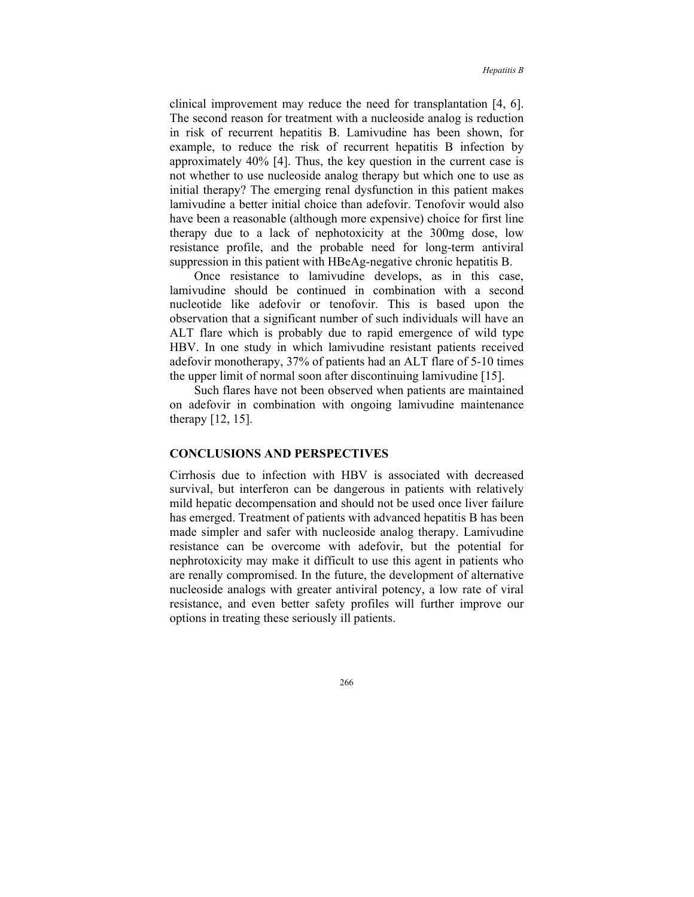clinical improvement may reduce the need for transplantation [4, 6]. The second reason for treatment with a nucleoside analog is reduction in risk of recurrent hepatitis B. Lamivudine has been shown, for example, to reduce the risk of recurrent hepatitis B infection by approximately 40% [4]. Thus, the key question in the current case is not whether to use nucleoside analog therapy but which one to use as initial therapy? The emerging renal dysfunction in this patient makes lamivudine a better initial choice than adefovir. Tenofovir would also have been a reasonable (although more expensive) choice for first line therapy due to a lack of nephotoxicity at the 300mg dose, low resistance profile, and the probable need for long-term antiviral suppression in this patient with HBeAg-negative chronic hepatitis B.

Once resistance to lamivudine develops, as in this case, lamivudine should be continued in combination with a second nucleotide like adefovir or tenofovir. This is based upon the observation that a significant number of such individuals will have an ALT flare which is probably due to rapid emergence of wild type HBV. In one study in which lamivudine resistant patients received adefovir monotherapy, 37% of patients had an ALT flare of 5-10 times the upper limit of normal soon after discontinuing lamivudine [15].

Such flares have not been observed when patients are maintained on adefovir in combination with ongoing lamivudine maintenance therapy [12, 15].

## CONCLUSIONS AND PERSPECTIVES

Cirrhosis due to infection with HBV is associated with decreased survival, but interferon can be dangerous in patients with relatively mild hepatic decompensation and should not be used once liver failure has emerged. Treatment of patients with advanced hepatitis B has been made simpler and safer with nucleoside analog therapy. Lamivudine resistance can be overcome with adefovir, but the potential for nephrotoxicity may make it difficult to use this agent in patients who are renally compromised. In the future, the development of alternative nucleoside analogs with greater antiviral potency, a low rate of viral resistance, and even better safety profiles will further improve our options in treating these seriously ill patients.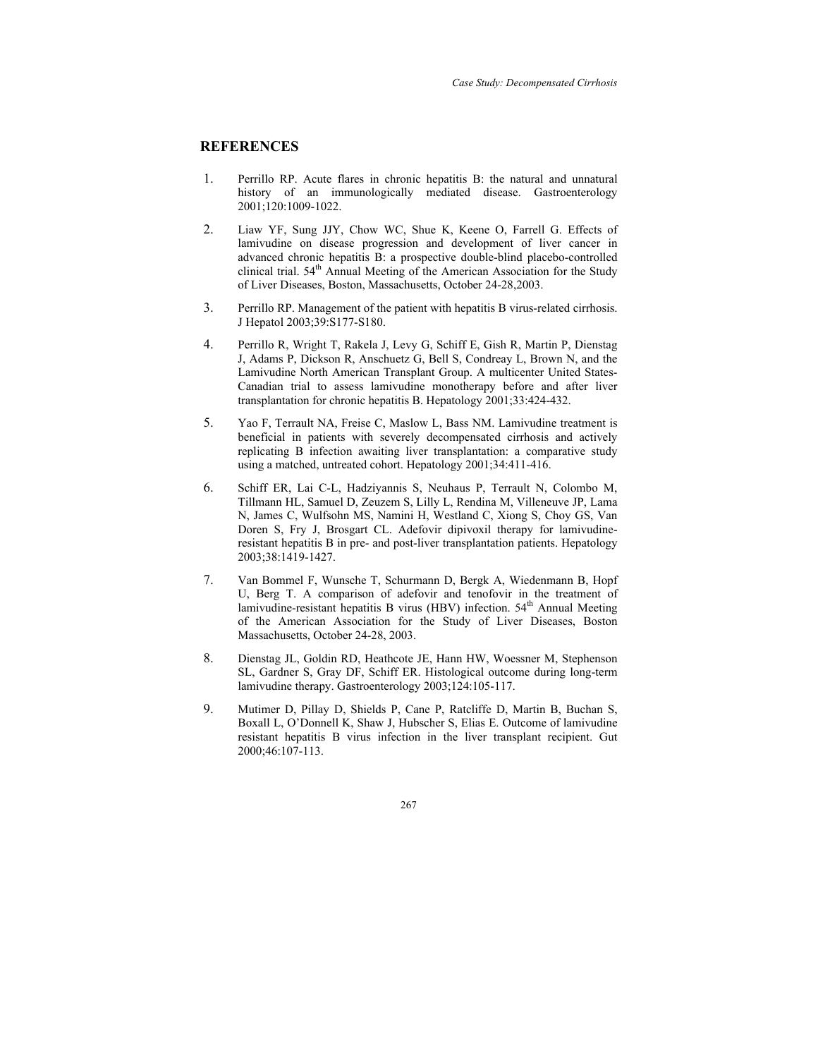## REFERENCES

1. Perrillo RP. Acute flares in chronic hepatitis B: the natural and unnatural history of an immunologically mediated disease. Gastroenterology 2001;120:1009-1022.

2. Liaw YF, Sung JJY, Chow WC, Shue K, Keene O, Farrell G. Effects of lamivudine on disease progression and development of liver cancer in advanced chronic hepatitis B: a prospective double-blind placebo-controlled clinical trial. 54th Annual Meeting of the American Association for the Study of Liver Diseases, Boston, Massachusetts, October 24-28,2003.

3. Perrillo RP. Management of the patient with hepatitis B virus-related cirrhosis. J Hepatol 2003;39:S177-S180.

4. Perrillo R, Wright T, Rakela J, Levy G, Schiff E, Gish R, Martin P, Dienstag J, Adams P, Dickson R, Anschuetz G, Bell S, Condreay L, Brown N, and the Lamivudine North American Transplant Group. A multicenter United States-Canadian trial to assess lamivudine monotherapy before and after liver transplantation for chronic hepatitis B. Hepatology 2001;33:424-432.

5. Yao F, Terrault NA, Freise C, Maslow L, Bass NM. Lamivudine treatment is beneficial in patients with severely decompensated cirrhosis and actively replicating B infection awaiting liver transplantation: a comparative study using a matched, untreated cohort. Hepatology 2001;34:411-416.

6. Schiff ER, Lai C-L, Hadziyannis S, Neuhaus P, Terrault N, Colombo M, Tillmann HL, Samuel D, Zeuzem S, Lilly L, Rendina M, Villeneuve JP, Lama N, James C, Wulfsohn MS, Namini H, Westland C, Xiong S, Choy GS, Van Doren S, Fry J, Brosgart CL. Adefovir dipivoxil therapy for lamivudine-resistant hepatitis B in pre- and post-liver transplantation patients. Hepatology 2003;38:1419-1427.

7. Van Bommel F, Wunsche T, Schurmann D, Bergk A, Wiedenmann B, Hopf U, Berg T. A comparison of adefovir and tenofovir in the treatment of lamivudine-resistant hepatitis B virus (HBV) infection. 54th Annual Meeting of the American Association for the Study of Liver Diseases, Boston Massachusetts, October 24-28, 2003.

8. Dienstag JL, Goldin RD, Heathcote JE, Hann HW, Woessner M, Stephenson SL, Gardner S, Gray DF, Schiff ER. Histological outcome during long-term lamivudine therapy. Gastroenterology 2003;124:105-117.

9. Mutimer D, Pillay D, Shields P, Cane P, Ratcliffe D, Martin B, Buchan S, Boxall L, O'Donnell K, Shaw J, Hubscher S, Elias E. Outcome of lamivudine resistant hepatitis B virus infection in the liver transplant recipient. Gut 2000;46:107-113.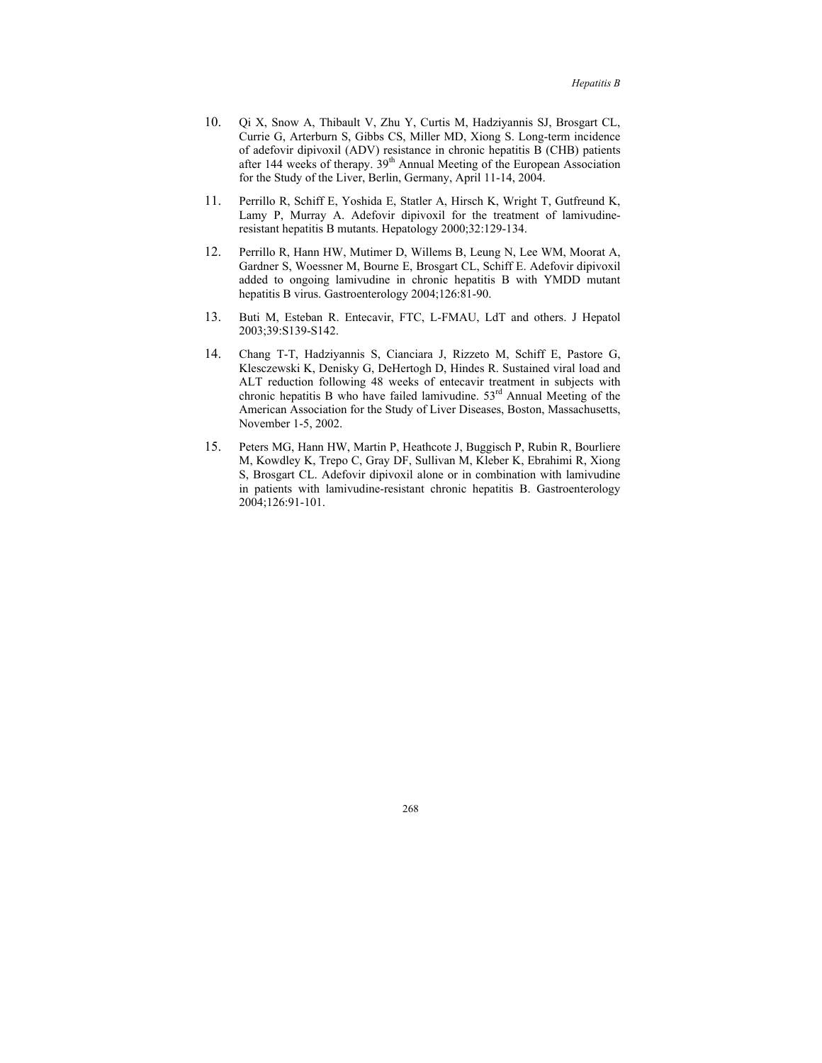10. Qi X, Snow A, Thibault V, Zhu Y, Curtis M, Hadziyannis SJ, Brosgart CL, Currie G, Arterburn S, Gibbs CS, Miller MD, Xiong S. Long-term incidence of adefovir dipivoxil (ADV) resistance in chronic hepatitis B (CHB) patients after 144 weeks of therapy. 39th Annual Meeting of the European Association for the Study of the Liver, Berlin, Germany, April 11-14, 2004.

11. Perrillo R, Schiff E, Yoshida E, Statler A, Hirsch K, Wright T, Gutfreund K, Lamy P, Murray A. Adefovir dipivoxil for the treatment of lamivudine-resistant hepatitis B mutants. Hepatology 2000;32:129-134.

12. Perrillo R, Hann HW, Mutimer D, Willems B, Leung N, Lee WM, Moorat A, Gardner S, Woessner M, Bourne E, Brosgart CL, Schiff E. Adefovir dipivoxil added to ongoing lamivudine in chronic hepatitis B with YMDD mutant hepatitis B virus. Gastroenterology 2004;126:81-90.

13. Buti M, Esteban R. Entecavir, FTC, L-FMAU, LdT and others. J Hepatol 2003;39:S139-S142.

14. Chang T-T, Hadziyannis S, Cianciara J, Rizzeto M, Schiff E, Pastore G, Klesczewski K, Denisky G, DeHertogh D, Hindes R. Sustained viral load and ALT reduction following 48 weeks of entecavir treatment in subjects with chronic hepatitis B who have failed lamivudine. 53rd Annual Meeting of the American Association for the Study of Liver Diseases, Boston, Massachusetts, November 1-5, 2002.

15. Peters MG, Hann HW, Martin P, Heathcote J, Buggisch P, Rubin R, Bourliere M, Kowdley K, Trepo C, Gray DF, Sullivan M, Kleber K, Ebrahimi R, Xiong S, Brosgart CL. Adefovir dipivoxil alone or in combination with lamivudine in patients with lamivudine-resistant chronic hepatitis B. Gastroenterology 2004;126:91-101.